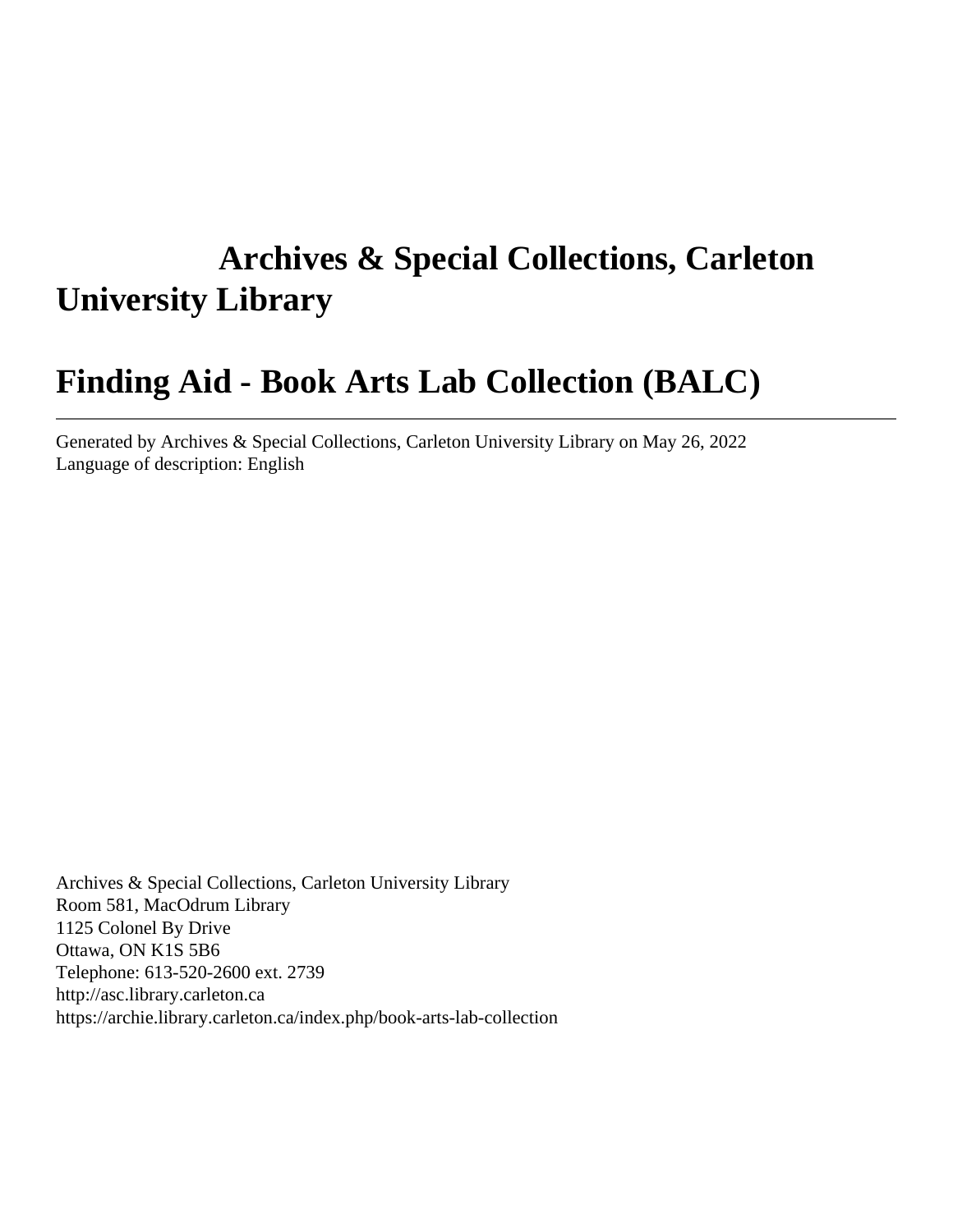# Archives & Special Collections, Carleton University Library

# Finding Aid - Book Arts Lab Collection (BALC)

---

Generated by Archives & Special Collections, Carleton University Library on May 26, 2022
Language of description: English

Archives & Special Collections, Carleton University Library
Room 581, MacOdrum Library
1125 Colonel By Drive
Ottawa, ON K1S 5B6
Telephone: 613-520-2600 ext. 2739
http://asc.library.carleton.ca
https://archie.library.carleton.ca/index.php/book-arts-lab-collection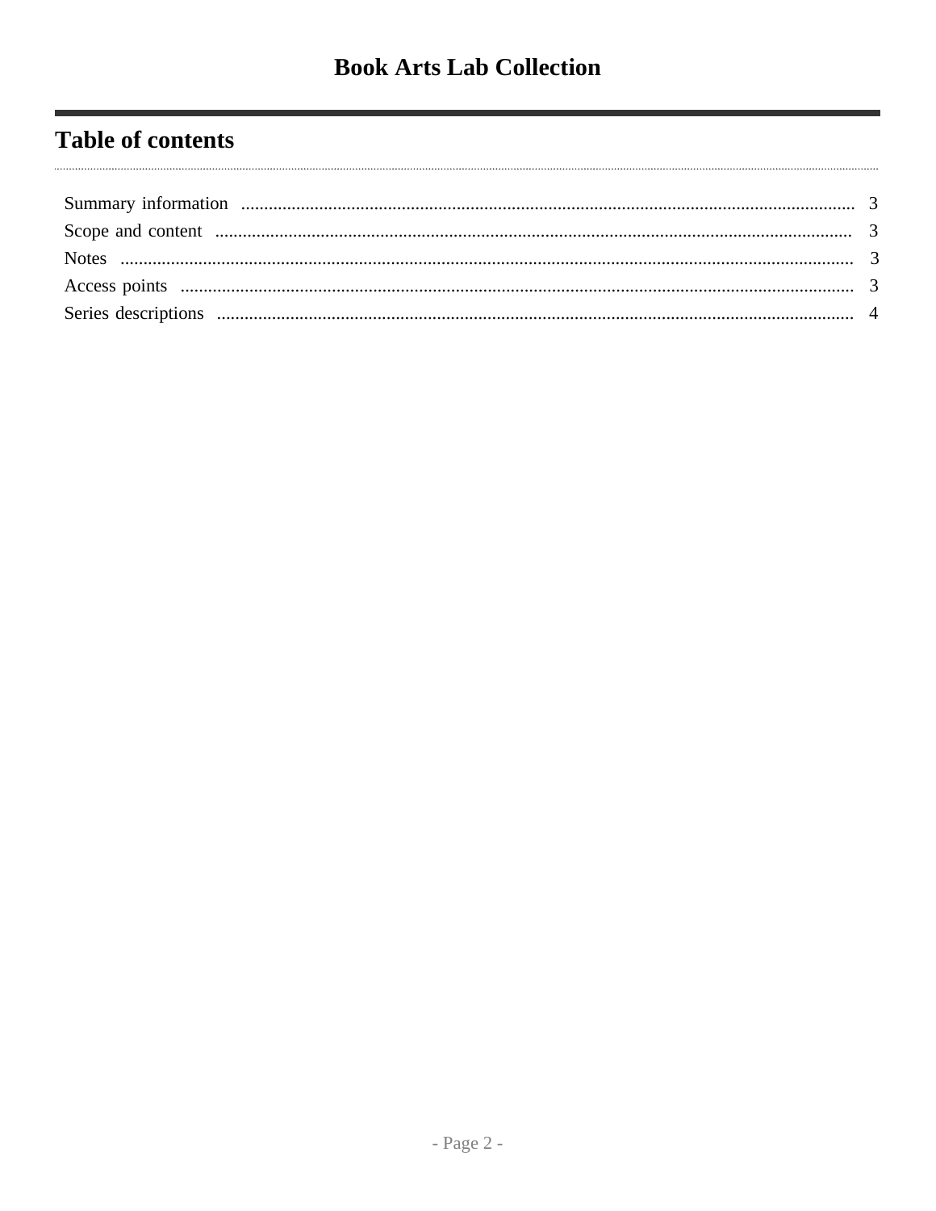# Book Arts Lab Collection

## Table of contents

Summary information ........................................................ 3
Scope and content ........................................................ 3
Notes ........................................................ 3
Access points ........................................................ 3
Series descriptions ........................................................ 4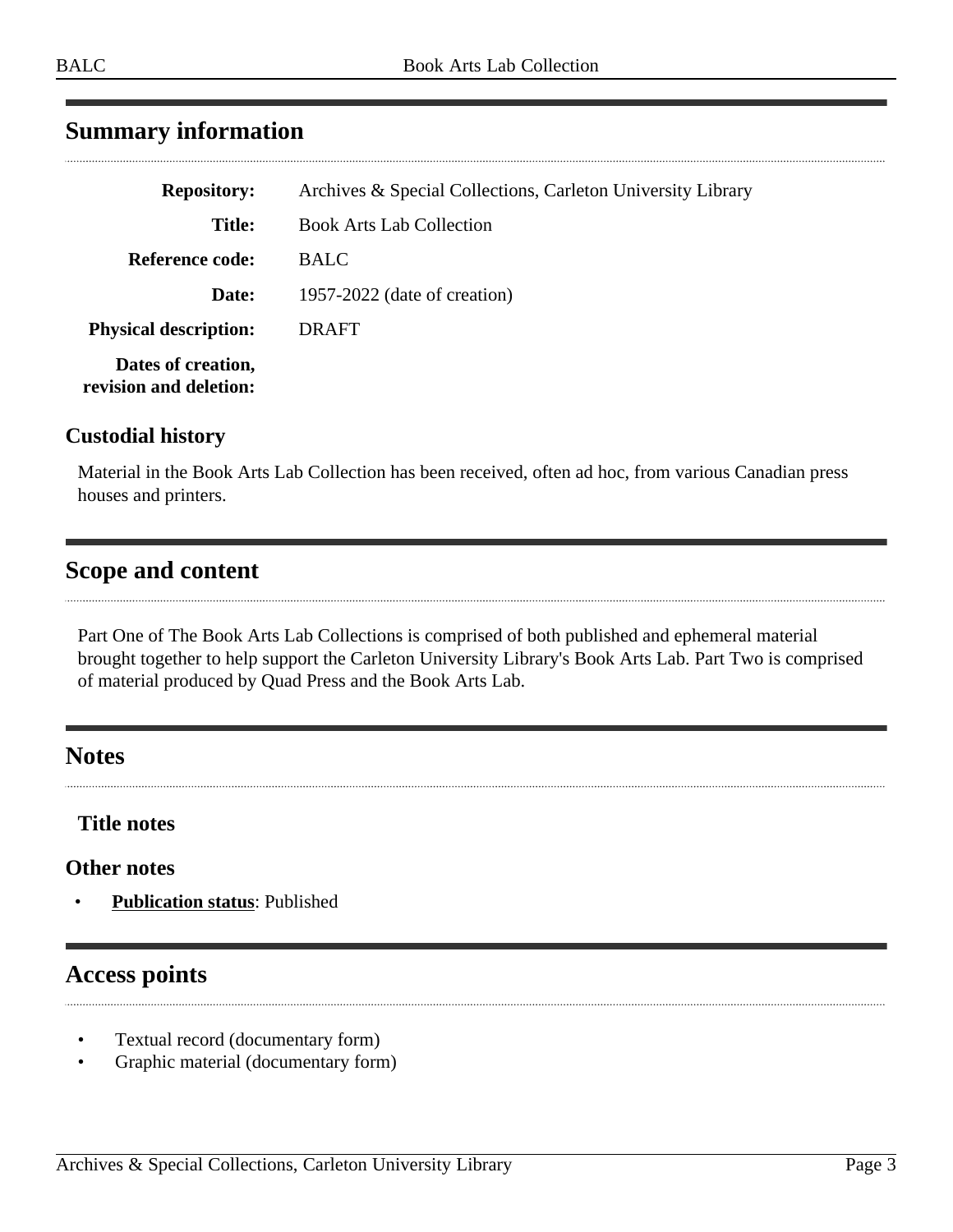## Summary information

| | |
|---|---|
| **Repository:** | Archives & Special Collections, Carleton University Library |
| **Title:** | Book Arts Lab Collection |
| **Reference code:** | BALC |
| **Date:** | 1957-2022 (date of creation) |
| **Physical description:** | DRAFT |
| **Dates of creation, revision and deletion:** | |

### Custodial history

Material in the Book Arts Lab Collection has been received, often ad hoc, from various Canadian press houses and printers.

## Scope and content

Part One of The Book Arts Lab Collections is comprised of both published and ephemeral material brought together to help support the Carleton University Library's Book Arts Lab. Part Two is comprised of material produced by Quad Press and the Book Arts Lab.

## Notes

### Title notes

### Other notes

- **Publication status**: Published

## Access points

- Textual record (documentary form)
- Graphic material (documentary form)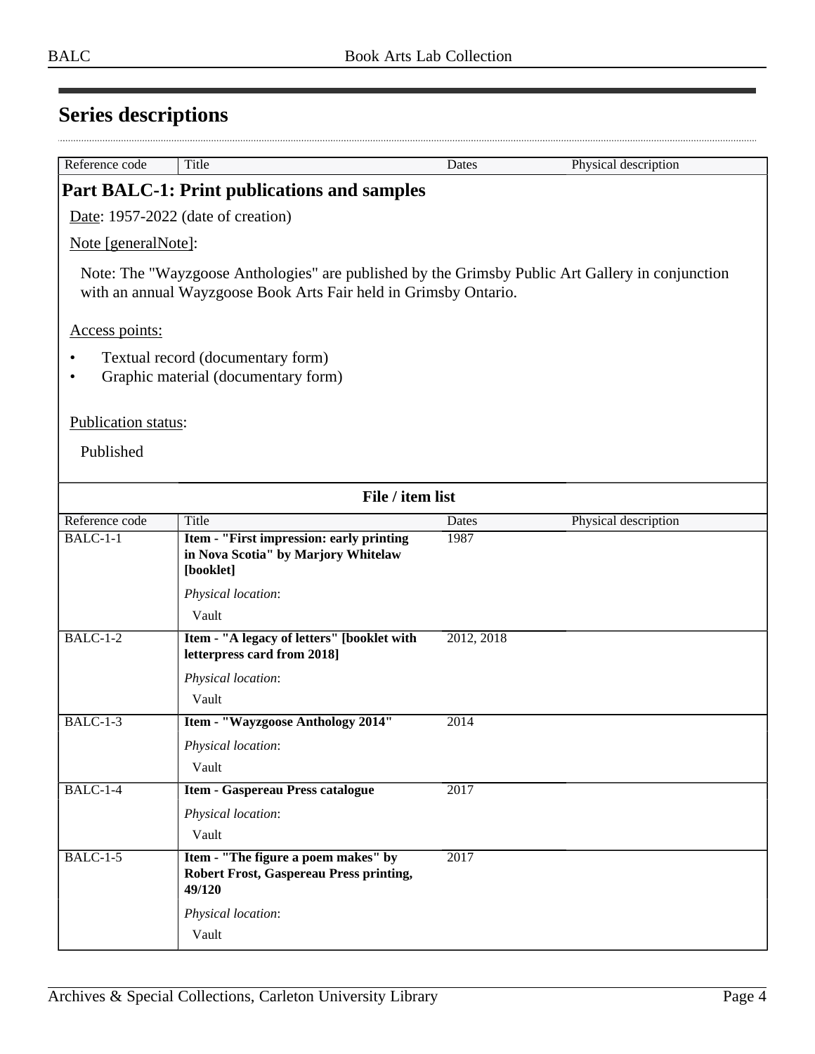## Series descriptions

| Reference code | Title | Dates | Physical description |
|---|---|---|---|

### Part BALC-1: Print publications and samples

Date: 1957-2022 (date of creation)

Note [generalNote]:

Note: The "Wayzgoose Anthologies" are published by the Grimsby Public Art Gallery in conjunction with an annual Wayzgoose Book Arts Fair held in Grimsby Ontario.

Access points:

- Textual record (documentary form)
- Graphic material (documentary form)

Publication status:

Published

**File / item list**

| Reference code | Title | Dates | Physical description |
|---|---|---|---|
| BALC-1-1 | **Item - "First impression: early printing in Nova Scotia" by Marjory Whitelaw [booklet]**<br>*Physical location*:<br>Vault | 1987 | |
| BALC-1-2 | **Item - "A legacy of letters" [booklet with letterpress card from 2018]**<br>*Physical location*:<br>Vault | 2012, 2018 | |
| BALC-1-3 | **Item - "Wayzgoose Anthology 2014"**<br>*Physical location*:<br>Vault | 2014 | |
| BALC-1-4 | **Item - Gaspereau Press catalogue**<br>*Physical location*:<br>Vault | 2017 | |
| BALC-1-5 | **Item - "The figure a poem makes" by Robert Frost, Gaspereau Press printing, 49/120**<br>*Physical location*:<br>Vault | 2017 | |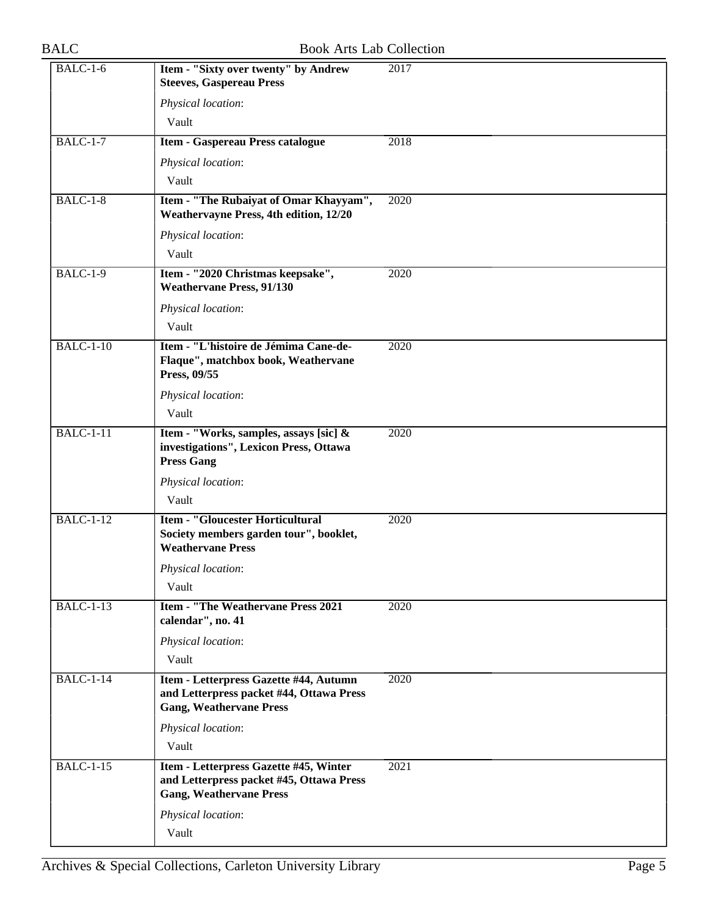| | | |
|---|---|---|
| BALC-1-6 | **Item - "Sixty over twenty" by Andrew Steeves, Gaspereau Press**<br>*Physical location*:<br>Vault | 2017 |
| BALC-1-7 | **Item - Gaspereau Press catalogue**<br>*Physical location*:<br>Vault | 2018 |
| BALC-1-8 | **Item - "The Rubaiyat of Omar Khayyam", Weathervayne Press, 4th edition, 12/20**<br>*Physical location*:<br>Vault | 2020 |
| BALC-1-9 | **Item - "2020 Christmas keepsake", Weathervane Press, 91/130**<br>*Physical location*:<br>Vault | 2020 |
| BALC-1-10 | **Item - "L'histoire de Jémima Cane-de-Flaque", matchbox book, Weathervane Press, 09/55**<br>*Physical location*:<br>Vault | 2020 |
| BALC-1-11 | **Item - "Works, samples, assays [sic] & investigations", Lexicon Press, Ottawa Press Gang**<br>*Physical location*:<br>Vault | 2020 |
| BALC-1-12 | **Item - "Gloucester Horticultural Society members garden tour", booklet, Weathervane Press**<br>*Physical location*:<br>Vault | 2020 |
| BALC-1-13 | **Item - "The Weathervane Press 2021 calendar", no. 41**<br>*Physical location*:<br>Vault | 2020 |
| BALC-1-14 | **Item - Letterpress Gazette #44, Autumn and Letterpress packet #44, Ottawa Press Gang, Weathervane Press**<br>*Physical location*:<br>Vault | 2020 |
| BALC-1-15 | **Item - Letterpress Gazette #45, Winter and Letterpress packet #45, Ottawa Press Gang, Weathervane Press**<br>*Physical location*:<br>Vault | 2021 |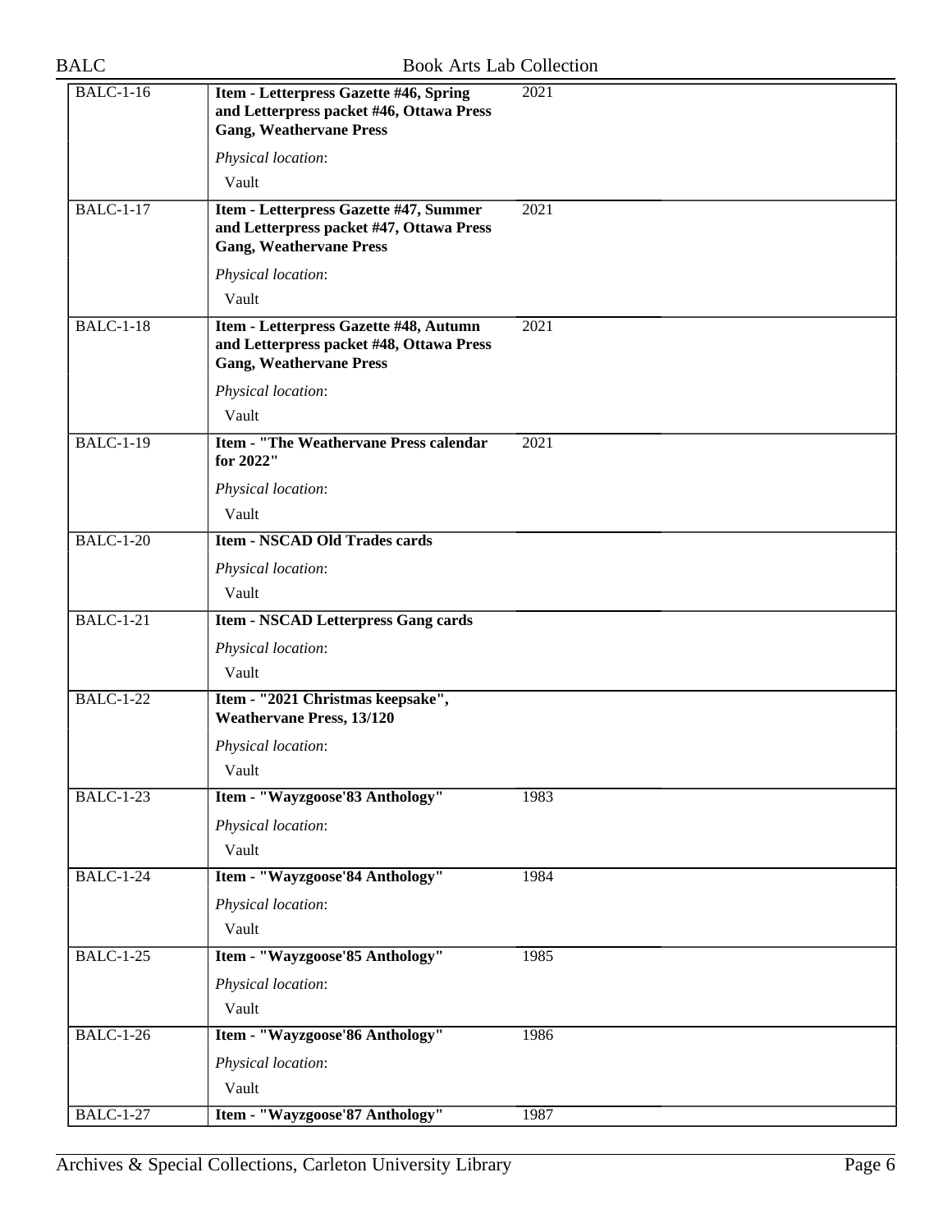| | | |
|---|---|---|
| BALC-1-16 | **Item - Letterpress Gazette #46, Spring and Letterpress packet #46, Ottawa Press Gang, Weathervane Press**<br><br>*Physical location*:<br>Vault | 2021 |
| BALC-1-17 | **Item - Letterpress Gazette #47, Summer and Letterpress packet #47, Ottawa Press Gang, Weathervane Press**<br><br>*Physical location*:<br>Vault | 2021 |
| BALC-1-18 | **Item - Letterpress Gazette #48, Autumn and Letterpress packet #48, Ottawa Press Gang, Weathervane Press**<br><br>*Physical location*:<br>Vault | 2021 |
| BALC-1-19 | **Item - "The Weathervane Press calendar for 2022"**<br><br>*Physical location*:<br>Vault | 2021 |
| BALC-1-20 | **Item - NSCAD Old Trades cards**<br><br>*Physical location*:<br>Vault | |
| BALC-1-21 | **Item - NSCAD Letterpress Gang cards**<br><br>*Physical location*:<br>Vault | |
| BALC-1-22 | **Item - "2021 Christmas keepsake", Weathervane Press, 13/120**<br><br>*Physical location*:<br>Vault | |
| BALC-1-23 | **Item - "Wayzgoose'83 Anthology"**<br><br>*Physical location*:<br>Vault | 1983 |
| BALC-1-24 | **Item - "Wayzgoose'84 Anthology"**<br><br>*Physical location*:<br>Vault | 1984 |
| BALC-1-25 | **Item - "Wayzgoose'85 Anthology"**<br><br>*Physical location*:<br>Vault | 1985 |
| BALC-1-26 | **Item - "Wayzgoose'86 Anthology"**<br><br>*Physical location*:<br>Vault | 1986 |
| BALC-1-27 | **Item - "Wayzgoose'87 Anthology"** | 1987 |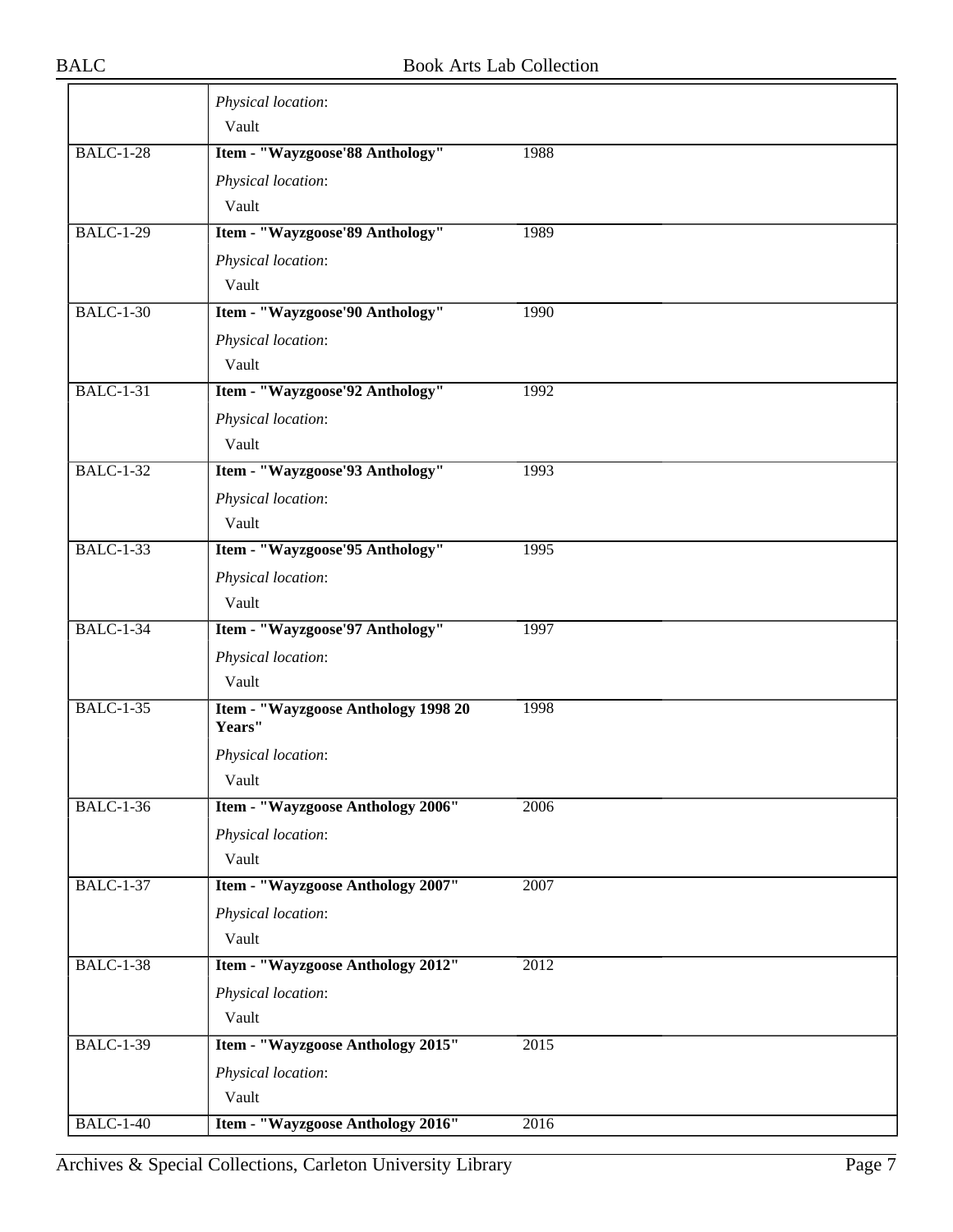| | | | |
|---|---|---|---|
| | *Physical location*: Vault | | |
| BALC-1-28 | **Item - "Wayzgoose'88 Anthology"** | 1988 | |
| | *Physical location*: Vault | | |
| BALC-1-29 | **Item - "Wayzgoose'89 Anthology"** | 1989 | |
| | *Physical location*: Vault | | |
| BALC-1-30 | **Item - "Wayzgoose'90 Anthology"** | 1990 | |
| | *Physical location*: Vault | | |
| BALC-1-31 | **Item - "Wayzgoose'92 Anthology"** | 1992 | |
| | *Physical location*: Vault | | |
| BALC-1-32 | **Item - "Wayzgoose'93 Anthology"** | 1993 | |
| | *Physical location*: Vault | | |
| BALC-1-33 | **Item - "Wayzgoose'95 Anthology"** | 1995 | |
| | *Physical location*: Vault | | |
| BALC-1-34 | **Item - "Wayzgoose'97 Anthology"** | 1997 | |
| | *Physical location*: Vault | | |
| BALC-1-35 | **Item - "Wayzgoose Anthology 1998 20 Years"** | 1998 | |
| | *Physical location*: Vault | | |
| BALC-1-36 | **Item - "Wayzgoose Anthology 2006"** | 2006 | |
| | *Physical location*: Vault | | |
| BALC-1-37 | **Item - "Wayzgoose Anthology 2007"** | 2007 | |
| | *Physical location*: Vault | | |
| BALC-1-38 | **Item - "Wayzgoose Anthology 2012"** | 2012 | |
| | *Physical location*: Vault | | |
| BALC-1-39 | **Item - "Wayzgoose Anthology 2015"** | 2015 | |
| | *Physical location*: Vault | | |
| BALC-1-40 | **Item - "Wayzgoose Anthology 2016"** | 2016 | |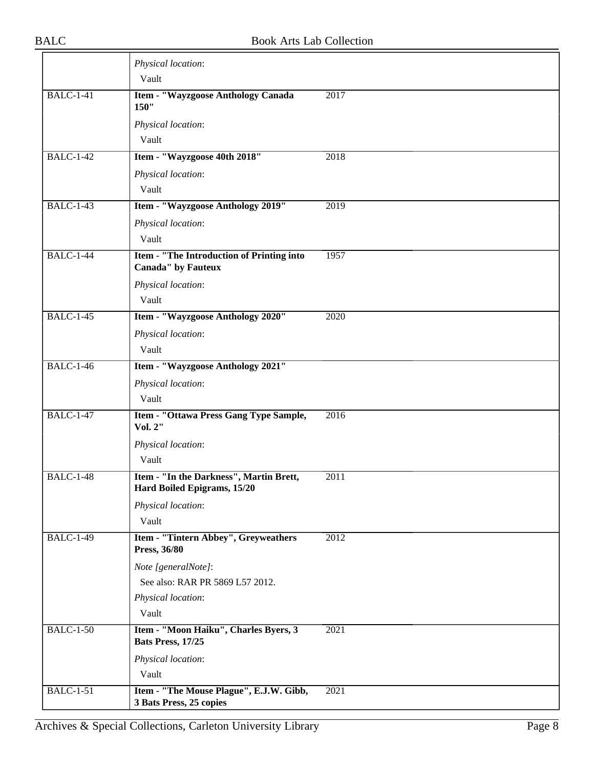| | | |
|---|---|---|
| | *Physical location*: Vault | |
| BALC-1-41 | **Item - "Wayzgoose Anthology Canada 150"** *Physical location*: Vault | 2017 |
| BALC-1-42 | **Item - "Wayzgoose 40th 2018"** *Physical location*: Vault | 2018 |
| BALC-1-43 | **Item - "Wayzgoose Anthology 2019"** *Physical location*: Vault | 2019 |
| BALC-1-44 | **Item - "The Introduction of Printing into Canada" by Fauteux** *Physical location*: Vault | 1957 |
| BALC-1-45 | **Item - "Wayzgoose Anthology 2020"** *Physical location*: Vault | 2020 |
| BALC-1-46 | **Item - "Wayzgoose Anthology 2021"** *Physical location*: Vault | |
| BALC-1-47 | **Item - "Ottawa Press Gang Type Sample, Vol. 2"** *Physical location*: Vault | 2016 |
| BALC-1-48 | **Item - "In the Darkness", Martin Brett, Hard Boiled Epigrams, 15/20** *Physical location*: Vault | 2011 |
| BALC-1-49 | **Item - "Tintern Abbey", Greyweathers Press, 36/80** *Note [generalNote]*: See also: RAR PR 5869 L57 2012. *Physical location*: Vault | 2012 |
| BALC-1-50 | **Item - "Moon Haiku", Charles Byers, 3 Bats Press, 17/25** *Physical location*: Vault | 2021 |
| BALC-1-51 | **Item - "The Mouse Plague", E.J.W. Gibb, 3 Bats Press, 25 copies** | 2021 |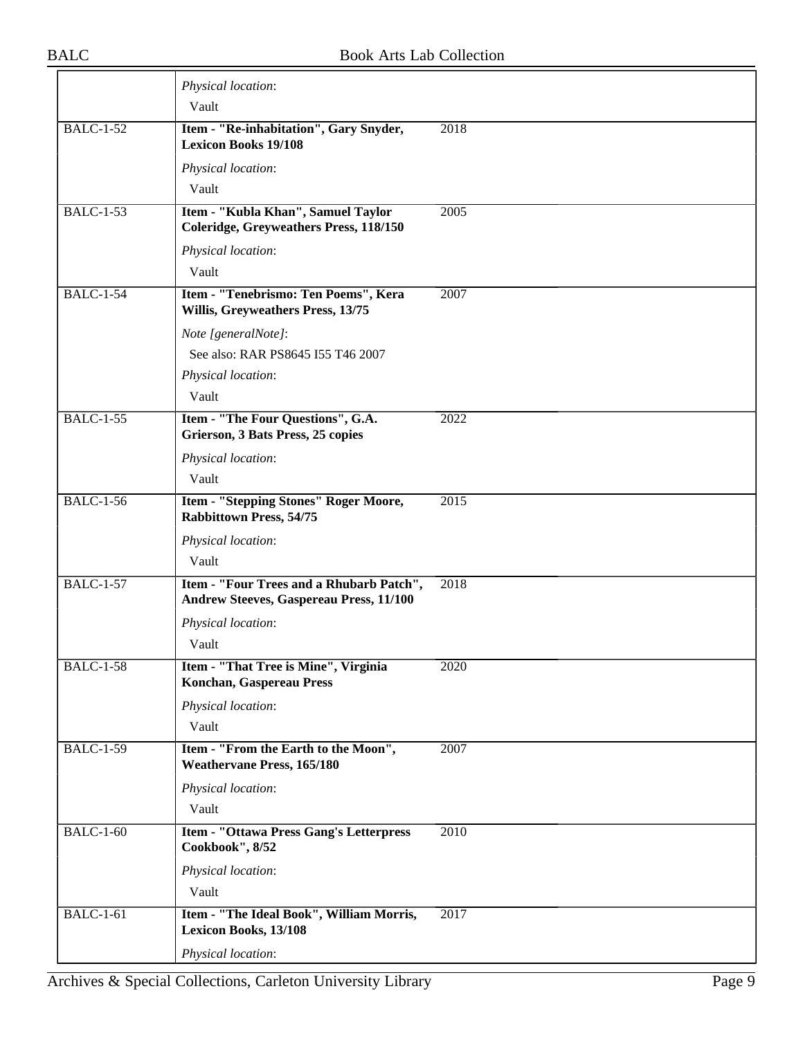| | | |
|---|---|---|
| | *Physical location*: Vault | |
| BALC-1-52 | **Item - "Re-inhabitation", Gary Snyder, Lexicon Books 19/108** *Physical location*: Vault | 2018 |
| BALC-1-53 | **Item - "Kubla Khan", Samuel Taylor Coleridge, Greyweathers Press, 118/150** *Physical location*: Vault | 2005 |
| BALC-1-54 | **Item - "Tenebrismo: Ten Poems", Kera Willis, Greyweathers Press, 13/75** *Note [generalNote]*: See also: RAR PS8645 I55 T46 2007 *Physical location*: Vault | 2007 |
| BALC-1-55 | **Item - "The Four Questions", G.A. Grierson, 3 Bats Press, 25 copies** *Physical location*: Vault | 2022 |
| BALC-1-56 | **Item - "Stepping Stones" Roger Moore, Rabbittown Press, 54/75** *Physical location*: Vault | 2015 |
| BALC-1-57 | **Item - "Four Trees and a Rhubarb Patch", Andrew Steeves, Gaspereau Press, 11/100** *Physical location*: Vault | 2018 |
| BALC-1-58 | **Item - "That Tree is Mine", Virginia Konchan, Gaspereau Press** *Physical location*: Vault | 2020 |
| BALC-1-59 | **Item - "From the Earth to the Moon", Weathervane Press, 165/180** *Physical location*: Vault | 2007 |
| BALC-1-60 | **Item - "Ottawa Press Gang's Letterpress Cookbook", 8/52** *Physical location*: Vault | 2010 |
| BALC-1-61 | **Item - "The Ideal Book", William Morris, Lexicon Books, 13/108** *Physical location*: | 2017 |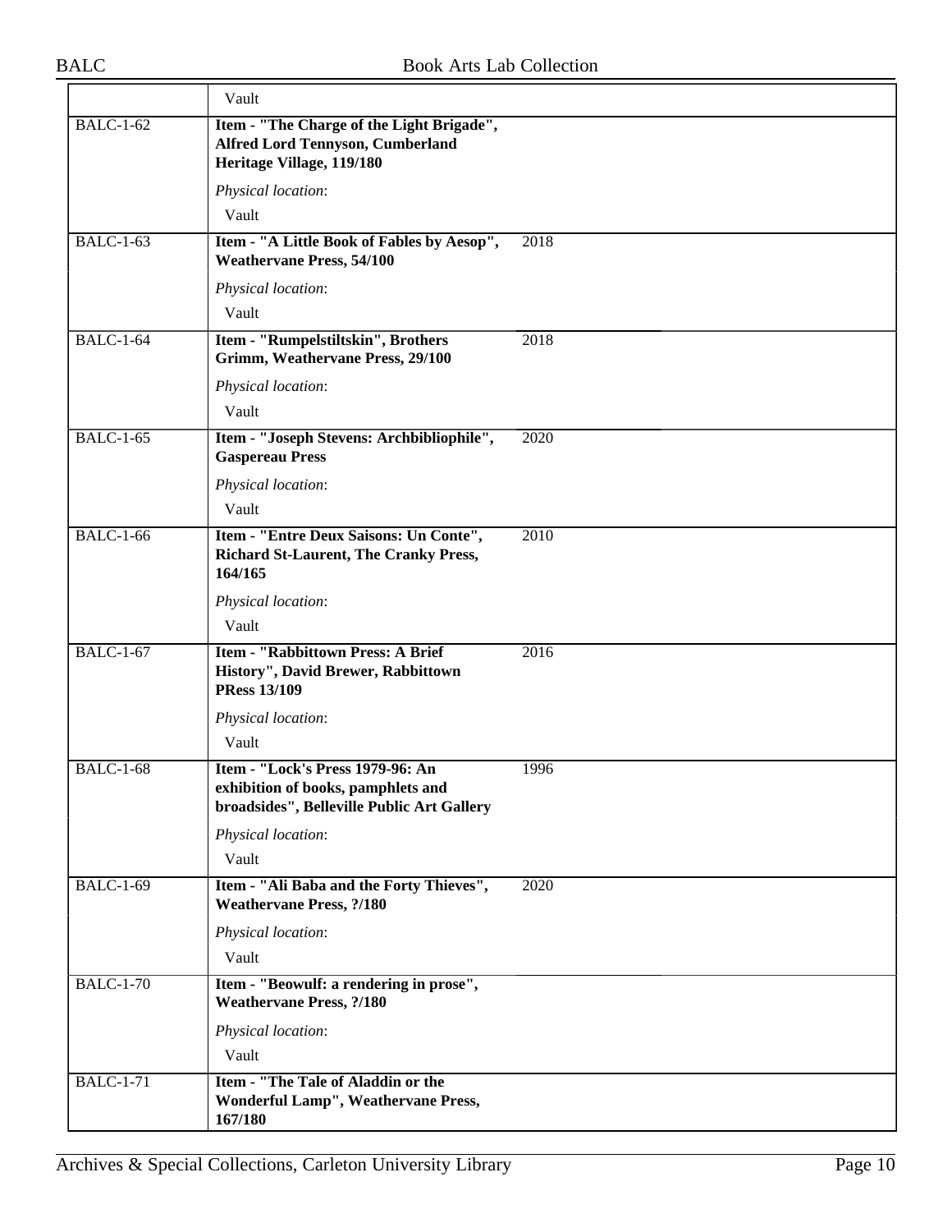| | | |
|---|---|---|
| | Vault | |
| BALC-1-62 | **Item - "The Charge of the Light Brigade", Alfred Lord Tennyson, Cumberland Heritage Village, 119/180**<br>*Physical location*:<br>Vault | |
| BALC-1-63 | **Item - "A Little Book of Fables by Aesop", Weathervane Press, 54/100**<br>*Physical location*:<br>Vault | 2018 |
| BALC-1-64 | **Item - "Rumpelstiltskin", Brothers Grimm, Weathervane Press, 29/100**<br>*Physical location*:<br>Vault | 2018 |
| BALC-1-65 | **Item - "Joseph Stevens: Archbibliophile", Gaspereau Press**<br>*Physical location*:<br>Vault | 2020 |
| BALC-1-66 | **Item - "Entre Deux Saisons: Un Conte", Richard St-Laurent, The Cranky Press, 164/165**<br>*Physical location*:<br>Vault | 2010 |
| BALC-1-67 | **Item - "Rabbittown Press: A Brief History", David Brewer, Rabbittown PRess 13/109**<br>*Physical location*:<br>Vault | 2016 |
| BALC-1-68 | **Item - "Lock's Press 1979-96: An exhibition of books, pamphlets and broadsides", Belleville Public Art Gallery**<br>*Physical location*:<br>Vault | 1996 |
| BALC-1-69 | **Item - "Ali Baba and the Forty Thieves", Weathervane Press, ?/180**<br>*Physical location*:<br>Vault | 2020 |
| BALC-1-70 | **Item - "Beowulf: a rendering in prose", Weathervane Press, ?/180**<br>*Physical location*:<br>Vault | |
| BALC-1-71 | **Item - "The Tale of Aladdin or the Wonderful Lamp", Weathervane Press, 167/180** | |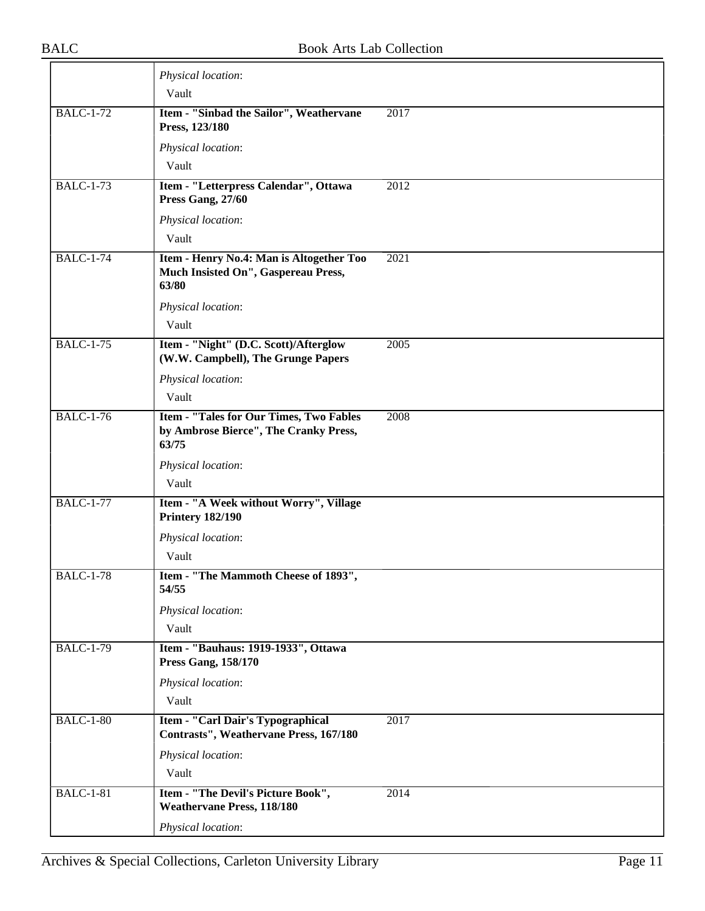| | | |
|---|---|---|
| | *Physical location*: Vault | |
| BALC-1-72 | **Item - "Sinbad the Sailor", Weathervane Press, 123/180** *Physical location*: Vault | 2017 |
| BALC-1-73 | **Item - "Letterpress Calendar", Ottawa Press Gang, 27/60** *Physical location*: Vault | 2012 |
| BALC-1-74 | **Item - Henry No.4: Man is Altogether Too Much Insisted On", Gaspereau Press, 63/80** *Physical location*: Vault | 2021 |
| BALC-1-75 | **Item - "Night" (D.C. Scott)/Afterglow (W.W. Campbell), The Grunge Papers** *Physical location*: Vault | 2005 |
| BALC-1-76 | **Item - "Tales for Our Times, Two Fables by Ambrose Bierce", The Cranky Press, 63/75** *Physical location*: Vault | 2008 |
| BALC-1-77 | **Item - "A Week without Worry", Village Printery 182/190** *Physical location*: Vault | |
| BALC-1-78 | **Item - "The Mammoth Cheese of 1893", 54/55** *Physical location*: Vault | |
| BALC-1-79 | **Item - "Bauhaus: 1919-1933", Ottawa Press Gang, 158/170** *Physical location*: Vault | |
| BALC-1-80 | **Item - "Carl Dair's Typographical Contrasts", Weathervane Press, 167/180** *Physical location*: Vault | 2017 |
| BALC-1-81 | **Item - "The Devil's Picture Book", Weathervane Press, 118/180** *Physical location*: | 2014 |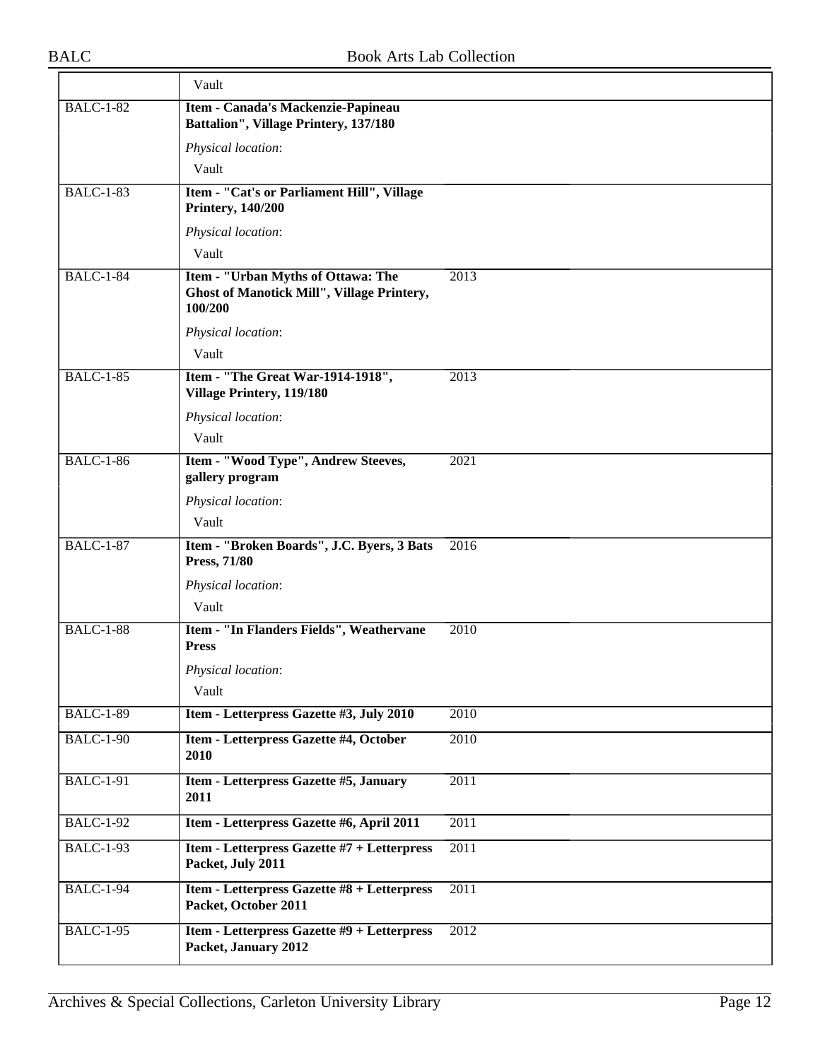| | | |
|---|---|---|
| | Vault | |
| BALC-1-82 | **Item - Canada's Mackenzie-Papineau Battalion", Village Printery, 137/180**<br>*Physical location*:<br>Vault | |
| BALC-1-83 | **Item - "Cat's or Parliament Hill", Village Printery, 140/200**<br>*Physical location*:<br>Vault | |
| BALC-1-84 | **Item - "Urban Myths of Ottawa: The Ghost of Manotick Mill", Village Printery, 100/200**<br>*Physical location*:<br>Vault | 2013 |
| BALC-1-85 | **Item - "The Great War-1914-1918", Village Printery, 119/180**<br>*Physical location*:<br>Vault | 2013 |
| BALC-1-86 | **Item - "Wood Type", Andrew Steeves, gallery program**<br>*Physical location*:<br>Vault | 2021 |
| BALC-1-87 | **Item - "Broken Boards", J.C. Byers, 3 Bats Press, 71/80**<br>*Physical location*:<br>Vault | 2016 |
| BALC-1-88 | **Item - "In Flanders Fields", Weathervane Press**<br>*Physical location*:<br>Vault | 2010 |
| BALC-1-89 | **Item - Letterpress Gazette #3, July 2010** | 2010 |
| BALC-1-90 | **Item - Letterpress Gazette #4, October 2010** | 2010 |
| BALC-1-91 | **Item - Letterpress Gazette #5, January 2011** | 2011 |
| BALC-1-92 | **Item - Letterpress Gazette #6, April 2011** | 2011 |
| BALC-1-93 | **Item - Letterpress Gazette #7 + Letterpress Packet, July 2011** | 2011 |
| BALC-1-94 | **Item - Letterpress Gazette #8 + Letterpress Packet, October 2011** | 2011 |
| BALC-1-95 | **Item - Letterpress Gazette #9 + Letterpress Packet, January 2012** | 2012 |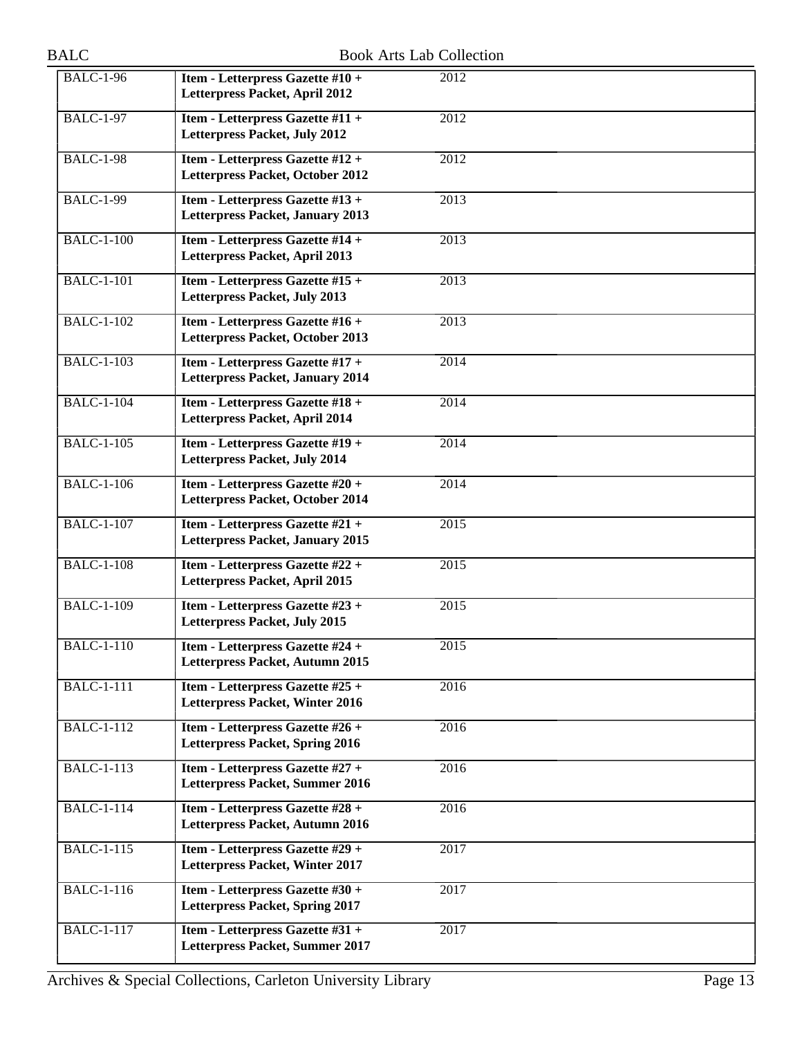| | | |
|---|---|---|
| BALC-1-96 | **Item - Letterpress Gazette #10 + Letterpress Packet, April 2012** | 2012 |
| BALC-1-97 | **Item - Letterpress Gazette #11 + Letterpress Packet, July 2012** | 2012 |
| BALC-1-98 | **Item - Letterpress Gazette #12 + Letterpress Packet, October 2012** | 2012 |
| BALC-1-99 | **Item - Letterpress Gazette #13 + Letterpress Packet, January 2013** | 2013 |
| BALC-1-100 | **Item - Letterpress Gazette #14 + Letterpress Packet, April 2013** | 2013 |
| BALC-1-101 | **Item - Letterpress Gazette #15 + Letterpress Packet, July 2013** | 2013 |
| BALC-1-102 | **Item - Letterpress Gazette #16 + Letterpress Packet, October 2013** | 2013 |
| BALC-1-103 | **Item - Letterpress Gazette #17 + Letterpress Packet, January 2014** | 2014 |
| BALC-1-104 | **Item - Letterpress Gazette #18 + Letterpress Packet, April 2014** | 2014 |
| BALC-1-105 | **Item - Letterpress Gazette #19 + Letterpress Packet, July 2014** | 2014 |
| BALC-1-106 | **Item - Letterpress Gazette #20 + Letterpress Packet, October 2014** | 2014 |
| BALC-1-107 | **Item - Letterpress Gazette #21 + Letterpress Packet, January 2015** | 2015 |
| BALC-1-108 | **Item - Letterpress Gazette #22 + Letterpress Packet, April 2015** | 2015 |
| BALC-1-109 | **Item - Letterpress Gazette #23 + Letterpress Packet, July 2015** | 2015 |
| BALC-1-110 | **Item - Letterpress Gazette #24 + Letterpress Packet, Autumn 2015** | 2015 |
| BALC-1-111 | **Item - Letterpress Gazette #25 + Letterpress Packet, Winter 2016** | 2016 |
| BALC-1-112 | **Item - Letterpress Gazette #26 + Letterpress Packet, Spring 2016** | 2016 |
| BALC-1-113 | **Item - Letterpress Gazette #27 + Letterpress Packet, Summer 2016** | 2016 |
| BALC-1-114 | **Item - Letterpress Gazette #28 + Letterpress Packet, Autumn 2016** | 2016 |
| BALC-1-115 | **Item - Letterpress Gazette #29 + Letterpress Packet, Winter 2017** | 2017 |
| BALC-1-116 | **Item - Letterpress Gazette #30 + Letterpress Packet, Spring 2017** | 2017 |
| BALC-1-117 | **Item - Letterpress Gazette #31 + Letterpress Packet, Summer 2017** | 2017 |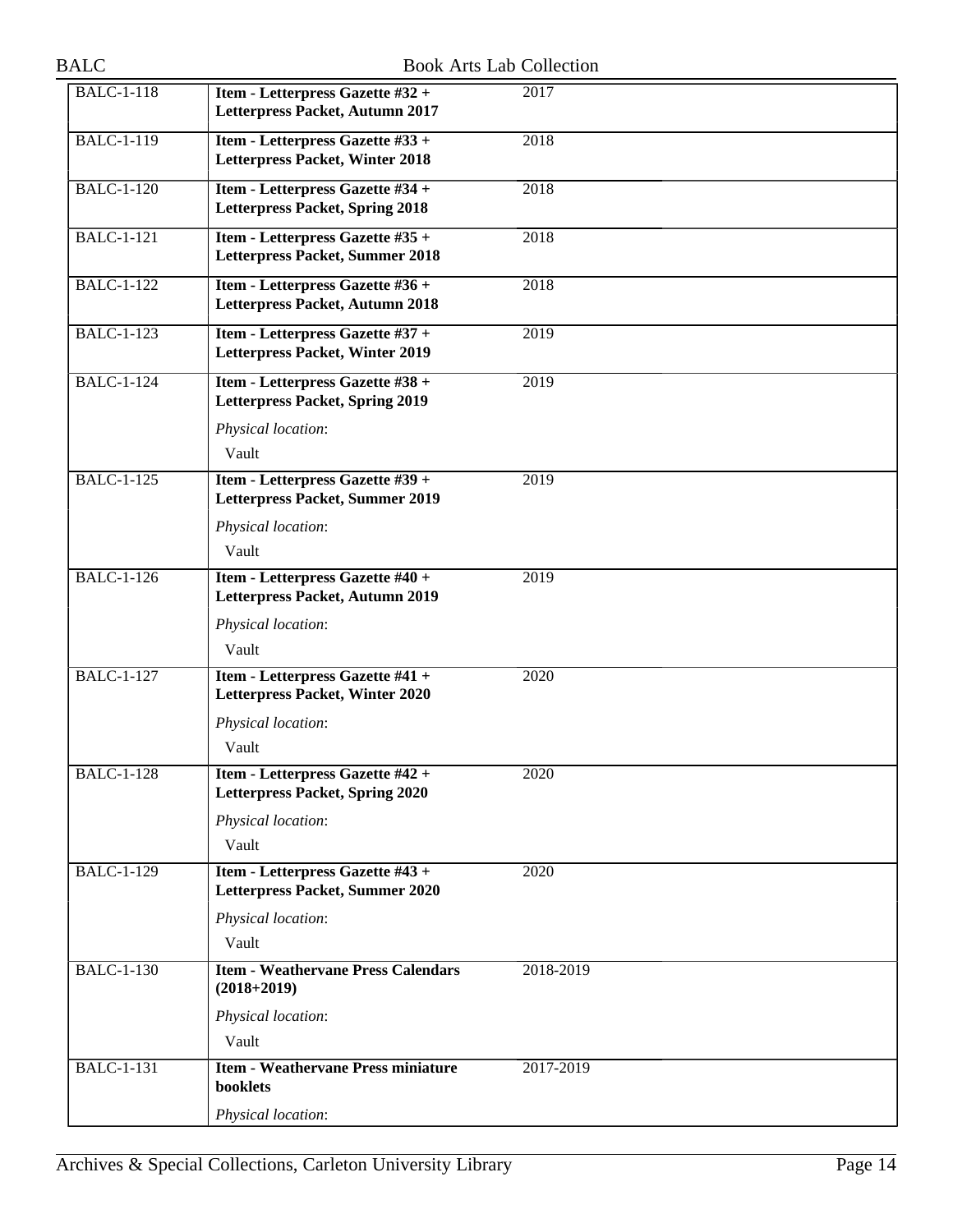| | | |
|---|---|---|
| BALC-1-118 | **Item - Letterpress Gazette #32 + Letterpress Packet, Autumn 2017** | 2017 |
| BALC-1-119 | **Item - Letterpress Gazette #33 + Letterpress Packet, Winter 2018** | 2018 |
| BALC-1-120 | **Item - Letterpress Gazette #34 + Letterpress Packet, Spring 2018** | 2018 |
| BALC-1-121 | **Item - Letterpress Gazette #35 + Letterpress Packet, Summer 2018** | 2018 |
| BALC-1-122 | **Item - Letterpress Gazette #36 + Letterpress Packet, Autumn 2018** | 2018 |
| BALC-1-123 | **Item - Letterpress Gazette #37 + Letterpress Packet, Winter 2019** | 2019 |
| BALC-1-124 | **Item - Letterpress Gazette #38 + Letterpress Packet, Spring 2019**<br><br>*Physical location*:<br>Vault | 2019 |
| BALC-1-125 | **Item - Letterpress Gazette #39 + Letterpress Packet, Summer 2019**<br><br>*Physical location*:<br>Vault | 2019 |
| BALC-1-126 | **Item - Letterpress Gazette #40 + Letterpress Packet, Autumn 2019**<br><br>*Physical location*:<br>Vault | 2019 |
| BALC-1-127 | **Item - Letterpress Gazette #41 + Letterpress Packet, Winter 2020**<br><br>*Physical location*:<br>Vault | 2020 |
| BALC-1-128 | **Item - Letterpress Gazette #42 + Letterpress Packet, Spring 2020**<br><br>*Physical location*:<br>Vault | 2020 |
| BALC-1-129 | **Item - Letterpress Gazette #43 + Letterpress Packet, Summer 2020**<br><br>*Physical location*:<br>Vault | 2020 |
| BALC-1-130 | **Item - Weathervane Press Calendars (2018+2019)**<br><br>*Physical location*:<br>Vault | 2018-2019 |
| BALC-1-131 | **Item - Weathervane Press miniature booklets**<br><br>*Physical location*: | 2017-2019 |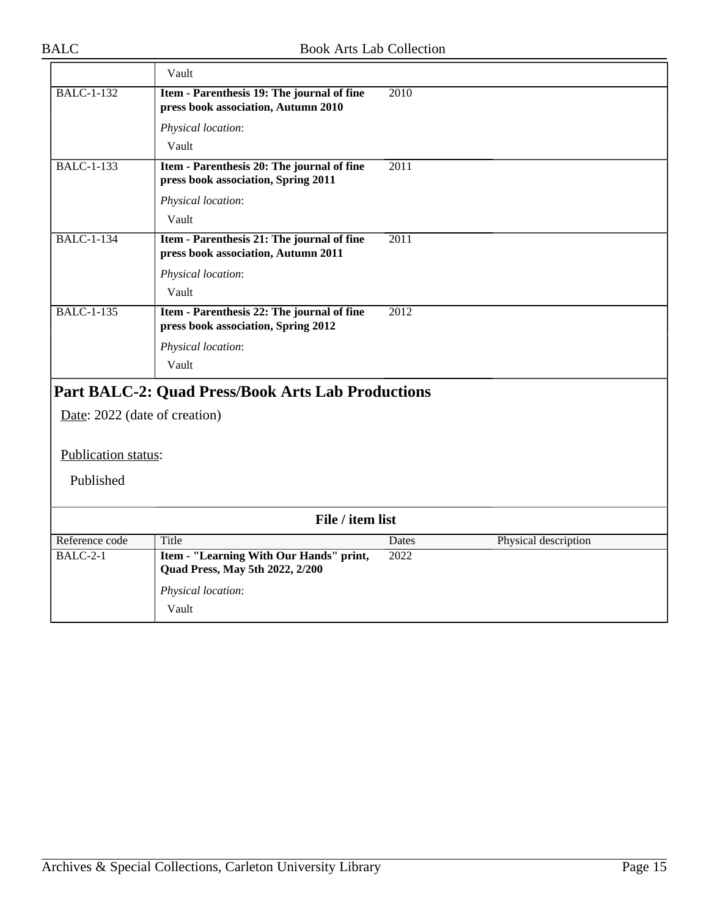| | | | |
|---|---|---|---|
| | Vault | | |
| BALC-1-132 | **Item - Parenthesis 19: The journal of fine press book association, Autumn 2010**<br><br>*Physical location*:<br>Vault | 2010 | |
| BALC-1-133 | **Item - Parenthesis 20: The journal of fine press book association, Spring 2011**<br><br>*Physical location*:<br>Vault | 2011 | |
| BALC-1-134 | **Item - Parenthesis 21: The journal of fine press book association, Autumn 2011**<br><br>*Physical location*:<br>Vault | 2011 | |
| BALC-1-135 | **Item - Parenthesis 22: The journal of fine press book association, Spring 2012**<br><br>*Physical location*:<br>Vault | 2012 | |

## Part BALC-2: Quad Press/Book Arts Lab Productions

Date: 2022 (date of creation)

Publication status:

Published

**File / item list**

| Reference code | Title | Dates | Physical description |
|---|---|---|---|
| BALC-2-1 | **Item - "Learning With Our Hands" print, Quad Press, May 5th 2022, 2/200**<br><br>*Physical location*:<br>Vault | 2022 | |